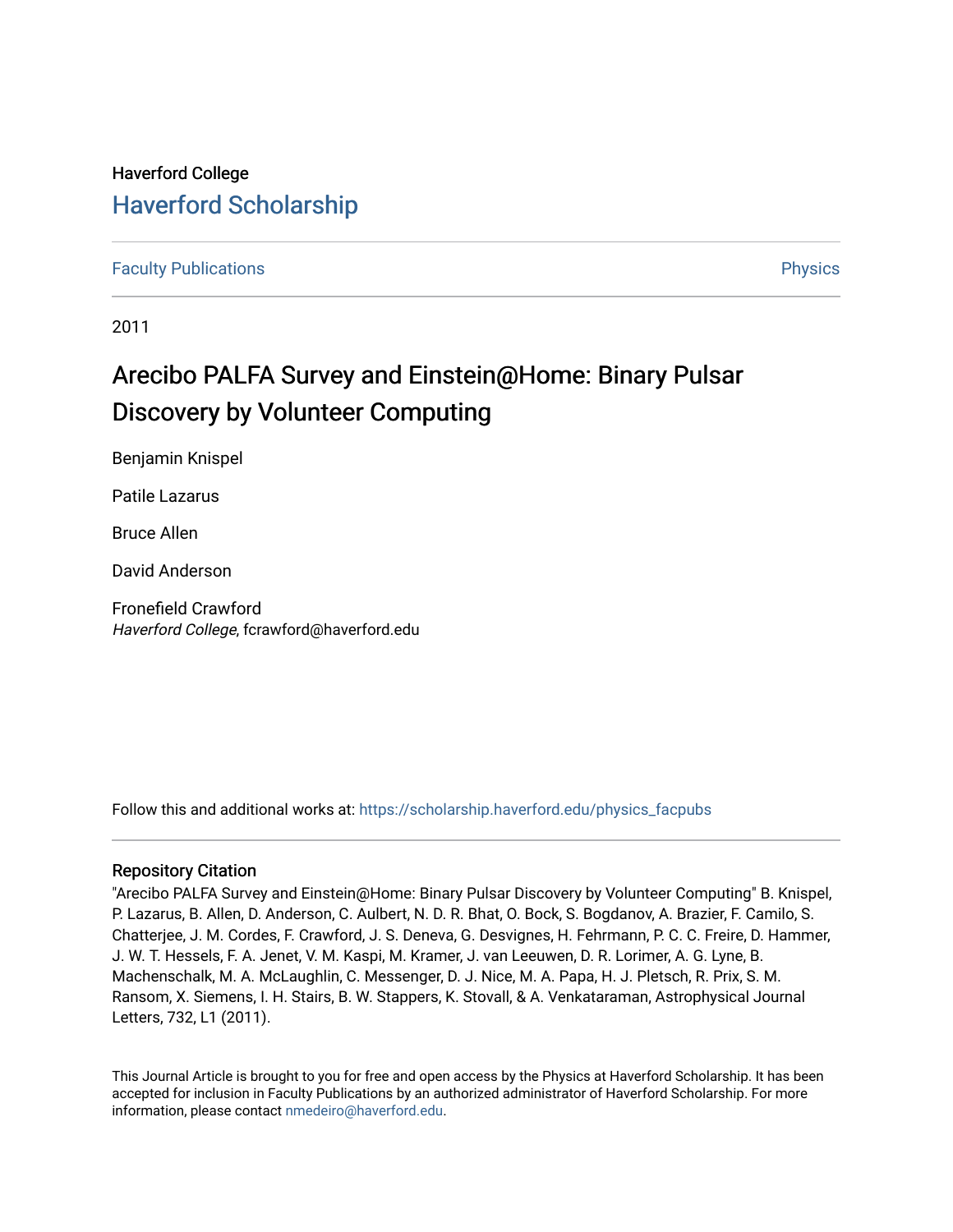Haverford College

## Haverford Scholarship

Faculty Publications

Physics

2011

# Arecibo PALFA Survey and Einstein@Home: Binary Pulsar Discovery by Volunteer Computing

Benjamin Knispel

Patile Lazarus

Bruce Allen

David Anderson

Fronefield Crawford
*Haverford College*, fcrawford@haverford.edu

Follow this and additional works at: https://scholarship.haverford.edu/physics_facpubs

### Repository Citation

"Arecibo PALFA Survey and Einstein@Home: Binary Pulsar Discovery by Volunteer Computing" B. Knispel, P. Lazarus, B. Allen, D. Anderson, C. Aulbert, N. D. R. Bhat, O. Bock, S. Bogdanov, A. Brazier, F. Camilo, S. Chatterjee, J. M. Cordes, F. Crawford, J. S. Deneva, G. Desvignes, H. Fehrmann, P. C. C. Freire, D. Hammer, J. W. T. Hessels, F. A. Jenet, V. M. Kaspi, M. Kramer, J. van Leeuwen, D. R. Lorimer, A. G. Lyne, B. Machenschalk, M. A. McLaughlin, C. Messenger, D. J. Nice, M. A. Papa, H. J. Pletsch, R. Prix, S. M. Ransom, X. Siemens, I. H. Stairs, B. W. Stappers, K. Stovall, & A. Venkataraman, Astrophysical Journal Letters, 732, L1 (2011).

This Journal Article is brought to you for free and open access by the Physics at Haverford Scholarship. It has been accepted for inclusion in Faculty Publications by an authorized administrator of Haverford Scholarship. For more information, please contact nmedeiro@haverford.edu.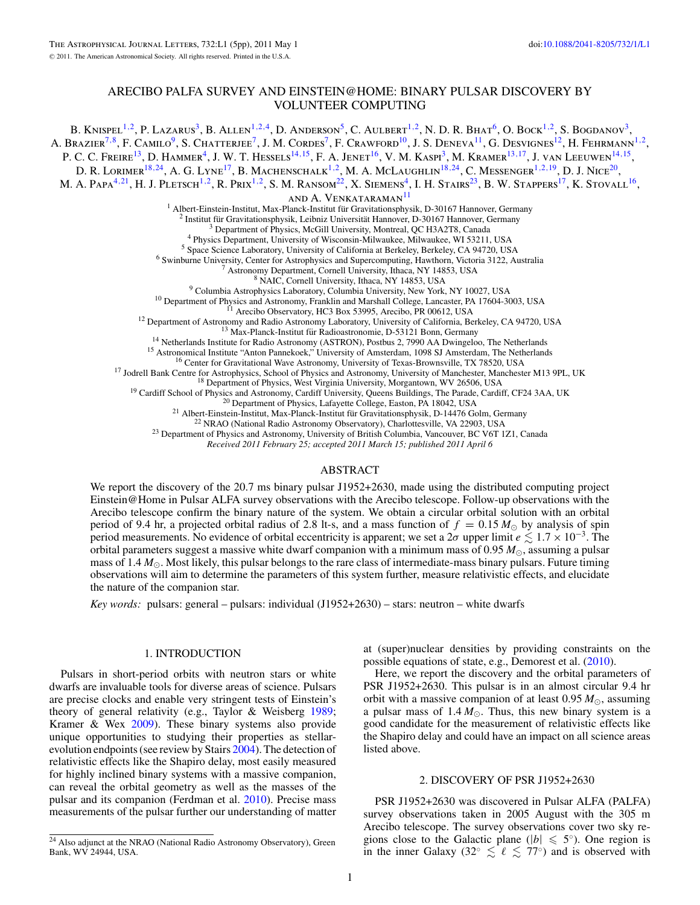# ARECIBO PALFA SURVEY AND EINSTEIN@HOME: BINARY PULSAR DISCOVERY BY VOLUNTEER COMPUTING

B. Knispel[1,2], P. Lazarus[3], B. Allen[1,2,4], D. Anderson[5], C. Aulbert[1,2], N. D. R. Bhat[6], O. Bock[1,2], S. Bogdanov[3], A. Brazier[7,8], F. Camilo[9], S. Chatterjee[7], J. M. Cordes[7], F. Crawford[10], J. S. Deneva[11], G. Desvignes[12], H. Fehrmann[1,2], P. C. C. Freire[13], D. Hammer[4], J. W. T. Hessels[14,15], F. A. Jenet[16], V. M. Kaspi[3], M. Kramer[13,17], J. van Leeuwen[14,15], D. R. Lorimer[18,24], A. G. Lyne[17], B. Machenschalk[1,2], M. A. McLaughlin[18,24], C. Messenger[1,2,19], D. J. Nice[20], M. A. Papa[4,21], H. J. Pletsch[1,2], R. Prix[1,2], S. M. Ransom[22], X. Siemens[4], I. H. Stairs[23], B. W. Stappers[17], K. Stovall[16], and A. Venkataraman[11]

[1] Albert-Einstein-Institut, Max-Planck-Institut für Gravitationsphysik, D-30167 Hannover, Germany
[2] Institut für Gravitationsphysik, Leibniz Universität Hannover, D-30167 Hannover, Germany
[3] Department of Physics, McGill University, Montreal, QC H3A2T8, Canada
[4] Physics Department, University of Wisconsin-Milwaukee, Milwaukee, WI 53211, USA
[5] Space Science Laboratory, University of California at Berkeley, Berkeley, CA 94720, USA
[6] Swinburne University, Center for Astrophysics and Supercomputing, Hawthorn, Victoria 3122, Australia
[7] Astronomy Department, Cornell University, Ithaca, NY 14853, USA
[8] NAIC, Cornell University, Ithaca, NY 14853, USA
[9] Columbia Astrophysics Laboratory, Columbia University, New York, NY 10027, USA
[10] Department of Physics and Astronomy, Franklin and Marshall College, Lancaster, PA 17604-3003, USA
[11] Arecibo Observatory, HC3 Box 53995, Arecibo, PR 00612, USA
[12] Department of Astronomy and Radio Astronomy Laboratory, University of California, Berkeley, CA 94720, USA
[13] Max-Planck-Institut für Radioastronomie, D-53121 Bonn, Germany
[14] Netherlands Institute for Radio Astronomy (ASTRON), Postbus 2, 7990 AA Dwingeloo, The Netherlands
[15] Astronomical Institute "Anton Pannekoek," University of Amsterdam, 1098 SJ Amsterdam, The Netherlands
[16] Center for Gravitational Wave Astronomy, University of Texas-Brownsville, TX 78520, USA
[17] Jodrell Bank Centre for Astrophysics, School of Physics and Astronomy, University of Manchester, Manchester M13 9PL, UK
[18] Department of Physics, West Virginia University, Morgantown, WV 26506, USA
[19] Cardiff School of Physics and Astronomy, Cardiff University, Queens Buildings, The Parade, Cardiff, CF24 3AA, UK
[20] Department of Physics, Lafayette College, Easton, PA 18042, USA
[21] Albert-Einstein-Institut, Max-Planck-Institut für Gravitationsphysik, D-14476 Golm, Germany
[22] NRAO (National Radio Astronomy Observatory), Charlottesville, VA 22903, USA
[23] Department of Physics and Astronomy, University of British Columbia, Vancouver, BC V6T 1Z1, Canada

*Received 2011 February 25; accepted 2011 March 15; published 2011 April 6*

## ABSTRACT

We report the discovery of the 20.7 ms binary pulsar J1952+2630, made using the distributed computing project Einstein@Home in Pulsar ALFA survey observations with the Arecibo telescope. Follow-up observations with the Arecibo telescope confirm the binary nature of the system. We obtain a circular orbital solution with an orbital period of 9.4 hr, a projected orbital radius of 2.8 lt-s, and a mass function of $f = 0.15\,M_\odot$ by analysis of spin period measurements. No evidence of orbital eccentricity is apparent; we set a $2\sigma$ upper limit $e \lesssim 1.7 \times 10^{-3}$. The orbital parameters suggest a massive white dwarf companion with a minimum mass of $0.95\,M_\odot$, assuming a pulsar mass of $1.4\,M_\odot$. Most likely, this pulsar belongs to the rare class of intermediate-mass binary pulsars. Future timing observations will aim to determine the parameters of this system further, measure relativistic effects, and elucidate the nature of the companion star.

*Key words:* pulsars: general – pulsars: individual (J1952+2630) – stars: neutron – white dwarfs

## 1. INTRODUCTION

Pulsars in short-period orbits with neutron stars or white dwarfs are invaluable tools for diverse areas of science. Pulsars are precise clocks and enable very stringent tests of Einstein's theory of general relativity (e.g., Taylor & Weisberg 1989; Kramer & Wex 2009). These binary systems also provide unique opportunities to studying their properties as stellar-evolution endpoints (see review by Stairs 2004). The detection of relativistic effects like the Shapiro delay, most easily measured for highly inclined binary systems with a massive companion, can reveal the orbital geometry as well as the masses of the pulsar and its companion (Ferdman et al. 2010). Precise mass measurements of the pulsar further our understanding of matter at (super)nuclear densities by providing constraints on the possible equations of state, e.g., Demorest et al. (2010).

Here, we report the discovery and the orbital parameters of PSR J1952+2630. This pulsar is in an almost circular 9.4 hr orbit with a massive companion of at least $0.95\,M_\odot$, assuming a pulsar mass of $1.4\,M_\odot$. Thus, this new binary system is a good candidate for the measurement of relativistic effects like the Shapiro delay and could have an impact on all science areas listed above.

## 2. DISCOVERY OF PSR J1952+2630

PSR J1952+2630 was discovered in Pulsar ALFA (PALFA) survey observations taken in 2005 August with the 305 m Arecibo telescope. The survey observations cover two sky regions close to the Galactic plane ($|b| \leqslant 5°$). One region is in the inner Galaxy ($32° \lesssim \ell \lesssim 77°$) and is observed with

[24] Also adjunct at the NRAO (National Radio Astronomy Observatory), Green Bank, WV 24944, USA.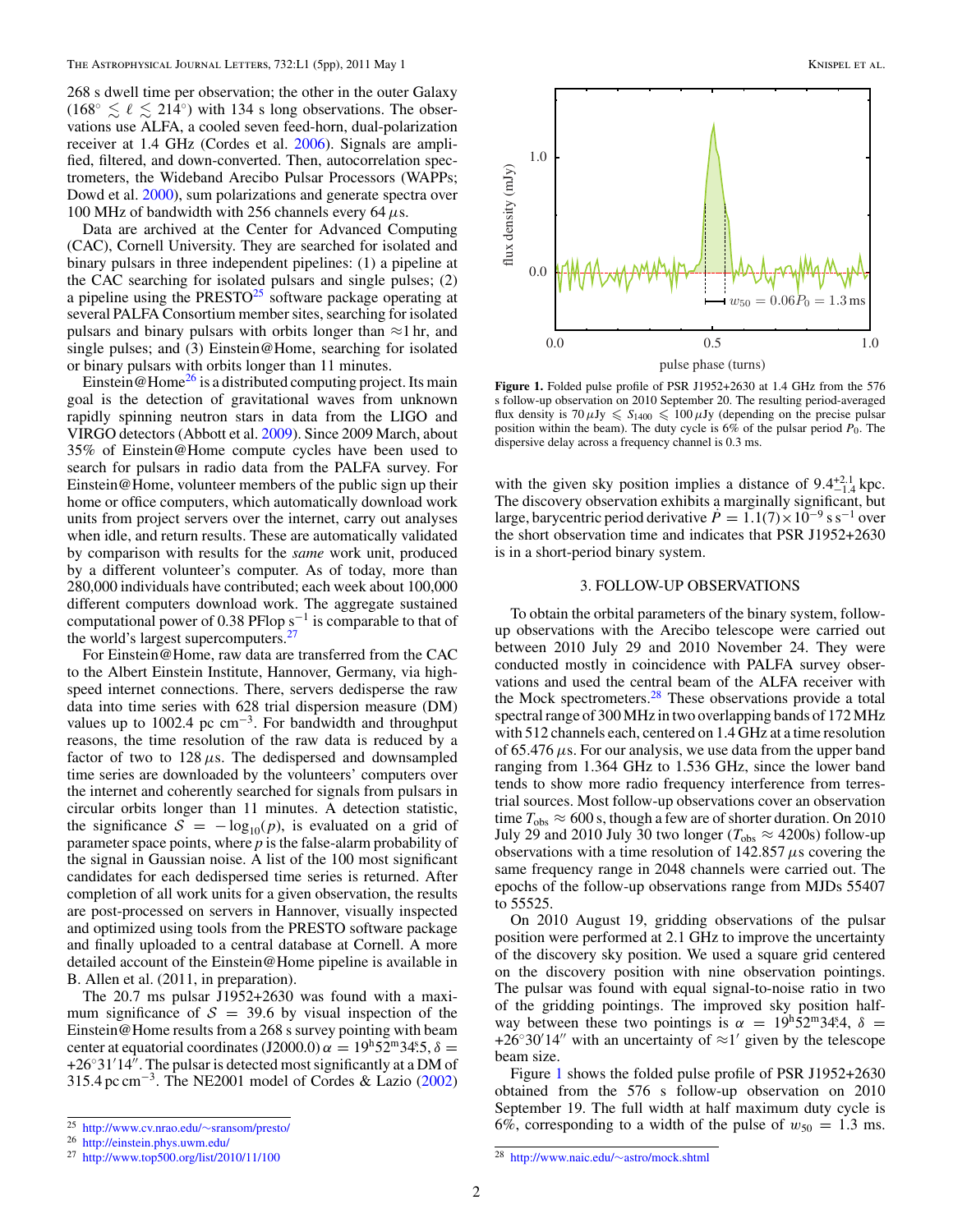268 s dwell time per observation; the other in the outer Galaxy ($168° \lesssim \ell \lesssim 214°$) with 134 s long observations. The observations use ALFA, a cooled seven feed-horn, dual-polarization receiver at 1.4 GHz (Cordes et al. 2006). Signals are amplified, filtered, and down-converted. Then, autocorrelation spectrometers, the Wideband Arecibo Pulsar Processors (WAPPs; Dowd et al. 2000), sum polarizations and generate spectra over 100 MHz of bandwidth with 256 channels every 64 $\mu$s.

Data are archived at the Center for Advanced Computing (CAC), Cornell University. They are searched for isolated and binary pulsars in three independent pipelines: (1) a pipeline at the CAC searching for isolated pulsars and single pulses; (2) a pipeline using the PRESTO[25] software package operating at several PALFA Consortium member sites, searching for isolated pulsars and binary pulsars with orbits longer than ≈1 hr, and single pulses; and (3) Einstein@Home, searching for isolated or binary pulsars with orbits longer than 11 minutes.

Einstein@Home[26] is a distributed computing project. Its main goal is the detection of gravitational waves from unknown rapidly spinning neutron stars in data from the LIGO and VIRGO detectors (Abbott et al. 2009). Since 2009 March, about 35% of Einstein@Home compute cycles have been used to search for pulsars in radio data from the PALFA survey. For Einstein@Home, volunteer members of the public sign up their home or office computers, which automatically download work units from project servers over the internet, carry out analyses when idle, and return results. These are automatically validated by comparison with results for the *same* work unit, produced by a different volunteer's computer. As of today, more than 280,000 individuals have contributed; each week about 100,000 different computers download work. The aggregate sustained computational power of 0.38 PFlop $\mathrm{s}^{-1}$ is comparable to that of the world's largest supercomputers.[27]

For Einstein@Home, raw data are transferred from the CAC to the Albert Einstein Institute, Hannover, Germany, via high-speed internet connections. There, servers dedisperse the raw data into time series with 628 trial dispersion measure (DM) values up to 1002.4 pc $\mathrm{cm}^{-3}$. For bandwidth and throughput reasons, the time resolution of the raw data is reduced by a factor of two to 128 $\mu$s. The dedispersed and downsampled time series are downloaded by the volunteers' computers over the internet and coherently searched for signals from pulsars in circular orbits longer than 11 minutes. A detection statistic, the significance $\mathcal{S} = -\log_{10}(p)$, is evaluated on a grid of parameter space points, where $p$ is the false-alarm probability of the signal in Gaussian noise. A list of the 100 most significant candidates for each dedispersed time series is returned. After completion of all work units for a given observation, the results are post-processed on servers in Hannover, visually inspected and optimized using tools from the PRESTO software package and finally uploaded to a central database at Cornell. A more detailed account of the Einstein@Home pipeline is available in B. Allen et al. (2011, in preparation).

The 20.7 ms pulsar J1952+2630 was found with a maximum significance of $\mathcal{S} = 39.6$ by visual inspection of the Einstein@Home results from a 268 s survey pointing with beam center at equatorial coordinates (J2000.0) $\alpha = 19^{\mathrm{h}}52^{\mathrm{m}}34\overset{\mathrm{s}}{.}5$, $\delta = +26°31'14''$. The pulsar is detected most significantly at a DM of 315.4 pc $\mathrm{cm}^{-3}$. The NE2001 model of Cordes & Lazio (2002) with the given sky position implies a distance of $9.4^{+2.1}_{-1.4}$ kpc. The discovery observation exhibits a marginally significant, but large, barycentric period derivative $\dot{P} = 1.1(7) \times 10^{-9}$ s $\mathrm{s}^{-1}$ over the short observation time and indicates that PSR J1952+2630 is in a short-period binary system.

**Figure 1.** Folded pulse profile of PSR J1952+2630 at 1.4 GHz from the 576 s follow-up observation on 2010 September 20. The resulting period-averaged flux density is $70\,\mu\mathrm{Jy} \leqslant S_{1400} \leqslant 100\,\mu\mathrm{Jy}$ (depending on the precise pulsar position within the beam). The duty cycle is 6% of the pulsar period $P_0$. The dispersive delay across a frequency channel is 0.3 ms.

## 3. FOLLOW-UP OBSERVATIONS

To obtain the orbital parameters of the binary system, follow-up observations with the Arecibo telescope were carried out between 2010 July 29 and 2010 November 24. They were conducted mostly in coincidence with PALFA survey observations and used the central beam of the ALFA receiver with the Mock spectrometers.[28] These observations provide a total spectral range of 300 MHz in two overlapping bands of 172 MHz with 512 channels each, centered on 1.4 GHz at a time resolution of 65.476 $\mu$s. For our analysis, we use data from the upper band ranging from 1.364 GHz to 1.536 GHz, since the lower band tends to show more radio frequency interference from terrestrial sources. Most follow-up observations cover an observation time $T_{\mathrm{obs}} \approx 600$ s, though a few are of shorter duration. On 2010 July 29 and 2010 July 30 two longer ($T_{\mathrm{obs}} \approx 4200$s) follow-up observations with a time resolution of 142.857 $\mu$s covering the same frequency range in 2048 channels were carried out. The epochs of the follow-up observations range from MJDs 55407 to 55525.

On 2010 August 19, gridding observations of the pulsar position were performed at 2.1 GHz to improve the uncertainty of the discovery sky position. We used a square grid centered on the discovery position with nine observation pointings. The pulsar was found with equal signal-to-noise ratio in two of the gridding pointings. The improved sky position halfway between these two pointings is $\alpha = 19^{\mathrm{h}}52^{\mathrm{m}}34\overset{\mathrm{s}}{.}4$, $\delta = +26°30'14''$ with an uncertainty of $\approx 1'$ given by the telescope beam size.

Figure 1 shows the folded pulse profile of PSR J1952+2630 obtained from the 576 s follow-up observation on 2010 September 19. The full width at half maximum duty cycle is 6%, corresponding to a width of the pulse of $w_{50} = 1.3$ ms.

[25] http://www.cv.nrao.edu/∼sransom/presto/

[26] http://einstein.phys.uwm.edu/

[27] http://www.top500.org/list/2010/11/100

[28] http://www.naic.edu/∼astro/mock.shtml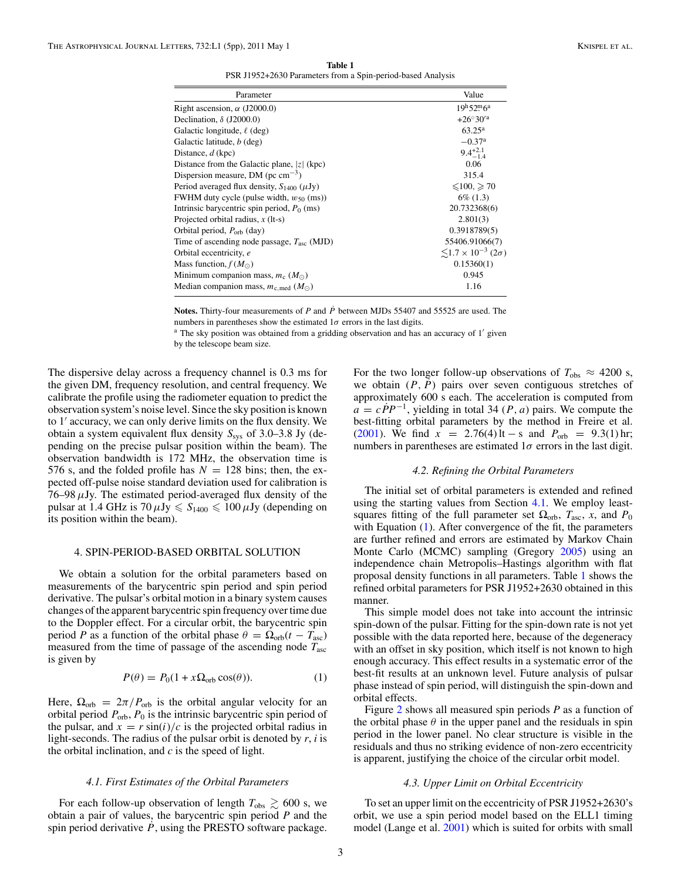**Table 1**
PSR J1952+2630 Parameters from a Spin-period-based Analysis

| Parameter | Value |
|---|---|
| Right ascension, $\alpha$ (J2000.0) | $19^h52^m6^a$ |
| Declination, $\delta$ (J2000.0) | $+26°30'^a$ |
| Galactic longitude, $\ell$ (deg) | $63.25^a$ |
| Galactic latitude, $b$ (deg) | $-0.37^a$ |
| Distance, $d$ (kpc) | $9.4^{+2.1}_{-1.4}$ |
| Distance from the Galactic plane, $\|z\|$ (kpc) | 0.06 |
| Dispersion measure, DM (pc cm$^{-3}$) | 315.4 |
| Period averaged flux density, $S_{1400}$ ($\mu$Jy) | $\leqslant 100, \geqslant 70$ |
| FWHM duty cycle (pulse width, $w_{50}$ (ms)) | 6% (1.3) |
| Intrinsic barycentric spin period, $P_0$ (ms) | 20.732368(6) |
| Projected orbital radius, $x$ (lt-s) | 2.801(3) |
| Orbital period, $P_{\rm orb}$ (day) | 0.3918789(5) |
| Time of ascending node passage, $T_{\rm asc}$ (MJD) | 55406.91066(7) |
| Orbital eccentricity, $e$ | $\lesssim 1.7 \times 10^{-3}$ ($2\sigma$) |
| Mass function, $f$ ($M_\odot$) | 0.15360(1) |
| Minimum companion mass, $m_c$ ($M_\odot$) | 0.945 |
| Median companion mass, $m_{c,\rm med}$ ($M_\odot$) | 1.16 |

**Notes.** Thirty-four measurements of $P$ and $\dot{P}$ between MJDs 55407 and 55525 are used. The numbers in parentheses show the estimated $1\sigma$ errors in the last digits.

[a] The sky position was obtained from a gridding observation and has an accuracy of $1'$ given by the telescope beam size.

The dispersive delay across a frequency channel is 0.3 ms for the given DM, frequency resolution, and central frequency. We calibrate the profile using the radiometer equation to predict the observation system's noise level. Since the sky position is known to $1'$ accuracy, we can only derive limits on the flux density. We obtain a system equivalent flux density $S_{\rm sys}$ of 3.0–3.8 Jy (depending on the precise pulsar position within the beam). The observation bandwidth is 172 MHz, the observation time is 576 s, and the folded profile has $N = 128$ bins; then, the expected off-pulse noise standard deviation used for calibration is 76–98 $\mu$Jy. The estimated period-averaged flux density of the pulsar at 1.4 GHz is $70\,\mu\text{Jy} \leqslant S_{1400} \leqslant 100\,\mu\text{Jy}$ (depending on its position within the beam).

## 4. SPIN-PERIOD-BASED ORBITAL SOLUTION

We obtain a solution for the orbital parameters based on measurements of the barycentric spin period and spin period derivative. The pulsar's orbital motion in a binary system causes changes of the apparent barycentric spin frequency over time due to the Doppler effect. For a circular orbit, the barycentric spin period $P$ as a function of the orbital phase $\theta = \Omega_{\rm orb}(t - T_{\rm asc})$ measured from the time of passage of the ascending node $T_{\rm asc}$ is given by

$$P(\theta) = P_0(1 + x\Omega_{\rm orb}\cos(\theta)). \quad (1)$$

Here, $\Omega_{\rm orb} = 2\pi/P_{\rm orb}$ is the orbital angular velocity for an orbital period $P_{\rm orb}$, $P_0$ is the intrinsic barycentric spin period of the pulsar, and $x = r\sin(i)/c$ is the projected orbital radius in light-seconds. The radius of the pulsar orbit is denoted by $r$, $i$ is the orbital inclination, and $c$ is the speed of light.

### *4.1. First Estimates of the Orbital Parameters*

For each follow-up observation of length $T_{\rm obs} \gtrsim 600$ s, we obtain a pair of values, the barycentric spin period $P$ and the spin period derivative $\dot{P}$, using the PRESTO software package. For the two longer follow-up observations of $T_{\rm obs} \approx 4200$ s, we obtain $(P, \dot{P})$ pairs over seven contiguous stretches of approximately 600 s each. The acceleration is computed from $a = c\dot{P}P^{-1}$, yielding in total 34 $(P, a)$ pairs. We compute the best-fitting orbital parameters by the method in Freire et al. (2001). We find $x = 2.76(4)$ lt − s and $P_{\rm orb} = 9.3(1)$ hr; numbers in parentheses are estimated $1\sigma$ errors in the last digit.

### *4.2. Refining the Orbital Parameters*

The initial set of orbital parameters is extended and refined using the starting values from Section 4.1. We employ least-squares fitting of the full parameter set $\Omega_{\rm orb}$, $T_{\rm asc}$, $x$, and $P_0$ with Equation (1). After convergence of the fit, the parameters are further refined and errors are estimated by Markov Chain Monte Carlo (MCMC) sampling (Gregory 2005) using an independence chain Metropolis–Hastings algorithm with flat proposal density functions in all parameters. Table 1 shows the refined orbital parameters for PSR J1952+2630 obtained in this manner.

This simple model does not take into account the intrinsic spin-down of the pulsar. Fitting for the spin-down rate is not yet possible with the data reported here, because of the degeneracy with an offset in sky position, which itself is not known to high enough accuracy. This effect results in a systematic error of the best-fit results at an unknown level. Future analysis of pulsar phase instead of spin period, will distinguish the spin-down and orbital effects.

Figure 2 shows all measured spin periods $P$ as a function of the orbital phase $\theta$ in the upper panel and the residuals in spin period in the lower panel. No clear structure is visible in the residuals and thus no striking evidence of non-zero eccentricity is apparent, justifying the choice of the circular orbit model.

### *4.3. Upper Limit on Orbital Eccentricity*

To set an upper limit on the eccentricity of PSR J1952+2630's orbit, we use a spin period model based on the ELL1 timing model (Lange et al. 2001) which is suited for orbits with small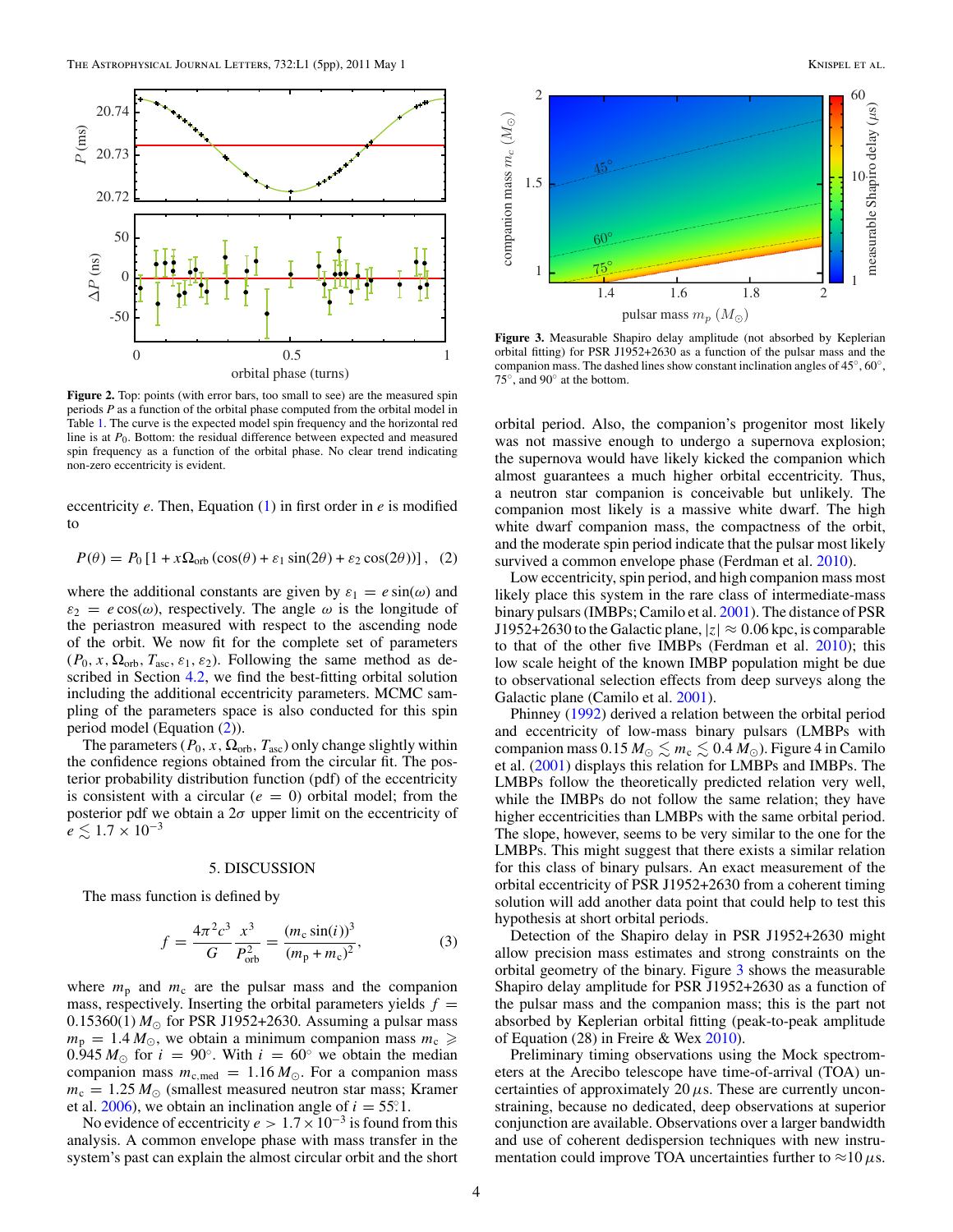**Figure 2.** Top: points (with error bars, too small to see) are the measured spin periods *P* as a function of the orbital phase computed from the orbital model in Table 1. The curve is the expected model spin frequency and the horizontal red line is at $P_0$. Bottom: the residual difference between expected and measured spin frequency as a function of the orbital phase. No clear trend indicating non-zero eccentricity is evident.

eccentricity $e$. Then, Equation (1) in first order in $e$ is modified to

$$P(\theta) = P_0 \left[1 + x\Omega_{\rm orb} \left(\cos(\theta) + \varepsilon_1 \sin(2\theta) + \varepsilon_2 \cos(2\theta)\right)\right], \quad (2)$$

where the additional constants are given by $\varepsilon_1 = e \sin(\omega)$ and $\varepsilon_2 = e \cos(\omega)$, respectively. The angle $\omega$ is the longitude of the periastron measured with respect to the ascending node of the orbit. We now fit for the complete set of parameters ($P_0$, $x$, $\Omega_{\rm orb}$, $T_{\rm asc}$, $\varepsilon_1$, $\varepsilon_2$). Following the same method as described in Section 4.2, we find the best-fitting orbital solution including the additional eccentricity parameters. MCMC sampling of the parameters space is also conducted for this spin period model (Equation (2)).

The parameters ($P_0$, $x$, $\Omega_{\rm orb}$, $T_{\rm asc}$) only change slightly within the confidence regions obtained from the circular fit. The posterior probability distribution function (pdf) of the eccentricity is consistent with a circular ($e = 0$) orbital model; from the posterior pdf we obtain a $2\sigma$ upper limit on the eccentricity of $e \lesssim 1.7 \times 10^{-3}$

## 5. DISCUSSION

The mass function is defined by

$$f = \frac{4\pi^2 c^3}{G} \frac{x^3}{P_{\rm orb}^2} = \frac{(m_{\rm c} \sin(i))^3}{(m_{\rm p} + m_{\rm c})^2}, \quad (3)$$

where $m_{\rm p}$ and $m_{\rm c}$ are the pulsar mass and the companion mass, respectively. Inserting the orbital parameters yields $f = 0.15360(1)\,M_\odot$ for PSR J1952+2630. Assuming a pulsar mass $m_{\rm p} = 1.4\,M_\odot$, we obtain a minimum companion mass $m_{\rm c} \geqslant 0.945\,M_\odot$ for $i = 90^\circ$. With $i = 60^\circ$ we obtain the median companion mass $m_{\rm c,med} = 1.16\,M_\odot$. For a companion mass $m_{\rm c} = 1.25\,M_\odot$ (smallest measured neutron star mass; Kramer et al. 2006), we obtain an inclination angle of $i = 55.^\circ1$.

No evidence of eccentricity $e > 1.7 \times 10^{-3}$ is found from this analysis. A common envelope phase with mass transfer in the system's past can explain the almost circular orbit and the short orbital period. Also, the companion's progenitor most likely was not massive enough to undergo a supernova explosion; the supernova would have likely kicked the companion which almost guarantees a much higher orbital eccentricity. Thus, a neutron star companion is conceivable but unlikely. The companion most likely is a massive white dwarf. The high white dwarf companion mass, the compactness of the orbit, and the moderate spin period indicate that the pulsar most likely survived a common envelope phase (Ferdman et al. 2010).

Low eccentricity, spin period, and high companion mass most likely place this system in the rare class of intermediate-mass binary pulsars (IMBPs; Camilo et al. 2001). The distance of PSR J1952+2630 to the Galactic plane, $|z| \approx 0.06$ kpc, is comparable to that of the other five IMBPs (Ferdman et al. 2010); this low scale height of the known IMBP population might be due to observational selection effects from deep surveys along the Galactic plane (Camilo et al. 2001).

Phinney (1992) derived a relation between the orbital period and eccentricity of low-mass binary pulsars (LMBPs with companion mass $0.15\,M_\odot \lesssim m_{\rm c} \lesssim 0.4\,M_\odot$). Figure 4 in Camilo et al. (2001) displays this relation for LMBPs and IMBPs. The LMBPs follow the theoretically predicted relation very well, while the IMBPs do not follow the same relation; they have higher eccentricities than LMBPs with the same orbital period. The slope, however, seems to be very similar to the one for the LMBPs. This might suggest that there exists a similar relation for this class of binary pulsars. An exact measurement of the orbital eccentricity of PSR J1952+2630 from a coherent timing solution will add another data point that could help to test this hypothesis at short orbital periods.

Detection of the Shapiro delay in PSR J1952+2630 might allow precision mass estimates and strong constraints on the orbital geometry of the binary. Figure 3 shows the measurable Shapiro delay amplitude for PSR J1952+2630 as a function of the pulsar mass and the companion mass; this is the part not absorbed by Keplerian orbital fitting (peak-to-peak amplitude of Equation (28) in Freire & Wex 2010).

Preliminary timing observations using the Mock spectrometers at the Arecibo telescope have time-of-arrival (TOA) uncertainties of approximately 20 $\mu$s. These are currently unconstraining, because no dedicated, deep observations at superior conjunction are available. Observations over a larger bandwidth and use of coherent dedispersion techniques with new instrumentation could improve TOA uncertainties further to $\approx$10 $\mu$s.

**Figure 3.** Measurable Shapiro delay amplitude (not absorbed by Keplerian orbital fitting) for PSR J1952+2630 as a function of the pulsar mass and the companion mass. The dashed lines show constant inclination angles of 45°, 60°, 75°, and 90° at the bottom.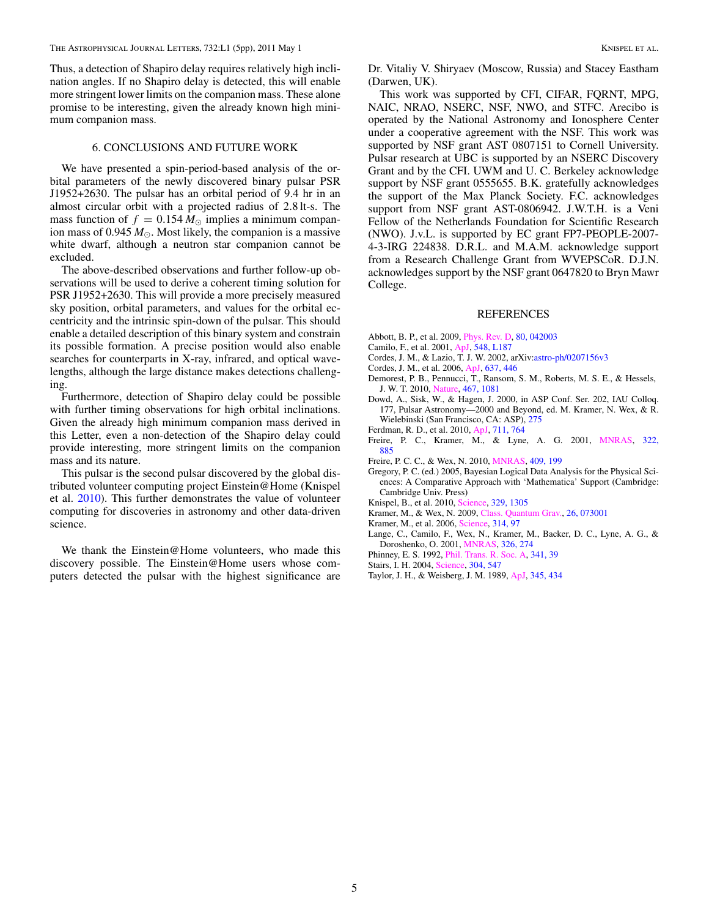Thus, a detection of Shapiro delay requires relatively high inclination angles. If no Shapiro delay is detected, this will enable more stringent lower limits on the companion mass. These alone promise to be interesting, given the already known high minimum companion mass.

## 6. CONCLUSIONS AND FUTURE WORK

We have presented a spin-period-based analysis of the orbital parameters of the newly discovered binary pulsar PSR J1952+2630. The pulsar has an orbital period of 9.4 hr in an almost circular orbit with a projected radius of 2.8 lt-s. The mass function of $f = 0.154\,M_{\odot}$ implies a minimum companion mass of $0.945\,M_{\odot}$. Most likely, the companion is a massive white dwarf, although a neutron star companion cannot be excluded.

The above-described observations and further follow-up observations will be used to derive a coherent timing solution for PSR J1952+2630. This will provide a more precisely measured sky position, orbital parameters, and values for the orbital eccentricity and the intrinsic spin-down of the pulsar. This should enable a detailed description of this binary system and constrain its possible formation. A precise position would also enable searches for counterparts in X-ray, infrared, and optical wavelengths, although the large distance makes detections challenging.

Furthermore, detection of Shapiro delay could be possible with further timing observations for high orbital inclinations. Given the already high minimum companion mass derived in this Letter, even a non-detection of the Shapiro delay could provide interesting, more stringent limits on the companion mass and its nature.

This pulsar is the second pulsar discovered by the global distributed volunteer computing project Einstein@Home (Knispel et al. 2010). This further demonstrates the value of volunteer computing for discoveries in astronomy and other data-driven science.

We thank the Einstein@Home volunteers, who made this discovery possible. The Einstein@Home users whose computers detected the pulsar with the highest significance are Dr. Vitaliy V. Shiryaev (Moscow, Russia) and Stacey Eastham (Darwen, UK).

This work was supported by CFI, CIFAR, FQRNT, MPG, NAIC, NRAO, NSERC, NSF, NWO, and STFC. Arecibo is operated by the National Astronomy and Ionosphere Center under a cooperative agreement with the NSF. This work was supported by NSF grant AST 0807151 to Cornell University. Pulsar research at UBC is supported by an NSERC Discovery Grant and by the CFI. UWM and U. C. Berkeley acknowledge support by NSF grant 0555655. B.K. gratefully acknowledges the support of the Max Planck Society. F.C. acknowledges support from NSF grant AST-0806942. J.W.T.H. is a Veni Fellow of the Netherlands Foundation for Scientific Research (NWO). J.v.L. is supported by EC grant FP7-PEOPLE-2007-4-3-IRG 224838. D.R.L. and M.A.M. acknowledge support from a Research Challenge Grant from WVEPSCoR. D.J.N. acknowledges support by the NSF grant 0647820 to Bryn Mawr College.

## REFERENCES

Abbott, B. P., et al. 2009, Phys. Rev. D, 80, 042003

Camilo, F., et al. 2001, ApJ, 548, L187

Cordes, J. M., & Lazio, T. J. W. 2002, arXiv:astro-ph/0207156v3

Cordes, J. M., et al. 2006, ApJ, 637, 446

Demorest, P. B., Pennucci, T., Ransom, S. M., Roberts, M. S. E., & Hessels, J. W. T. 2010, Nature, 467, 1081

Dowd, A., Sisk, W., & Hagen, J. 2000, in ASP Conf. Ser. 202, IAU Colloq. 177, Pulsar Astronomy—2000 and Beyond, ed. M. Kramer, N. Wex, & R. Wielebinski (San Francisco, CA: ASP), 275

Ferdman, R. D., et al. 2010, ApJ, 711, 764

Freire, P. C., Kramer, M., & Lyne, A. G. 2001, MNRAS, 322, 885

Freire, P. C. C., & Wex, N. 2010, MNRAS, 409, 199

Gregory, P. C. (ed.) 2005, Bayesian Logical Data Analysis for the Physical Sciences: A Comparative Approach with 'Mathematica' Support (Cambridge: Cambridge Univ. Press)

Knispel, B., et al. 2010, Science, 329, 1305

Kramer, M., & Wex, N. 2009, Class. Quantum Grav., 26, 073001

Kramer, M., et al. 2006, Science, 314, 97

Lange, C., Camilo, F., Wex, N., Kramer, M., Backer, D. C., Lyne, A. G., & Doroshenko, O. 2001, MNRAS, 326, 274

Phinney, E. S. 1992, Phil. Trans. R. Soc. A, 341, 39

Stairs, I. H. 2004, Science, 304, 547

Taylor, J. H., & Weisberg, J. M. 1989, ApJ, 345, 434